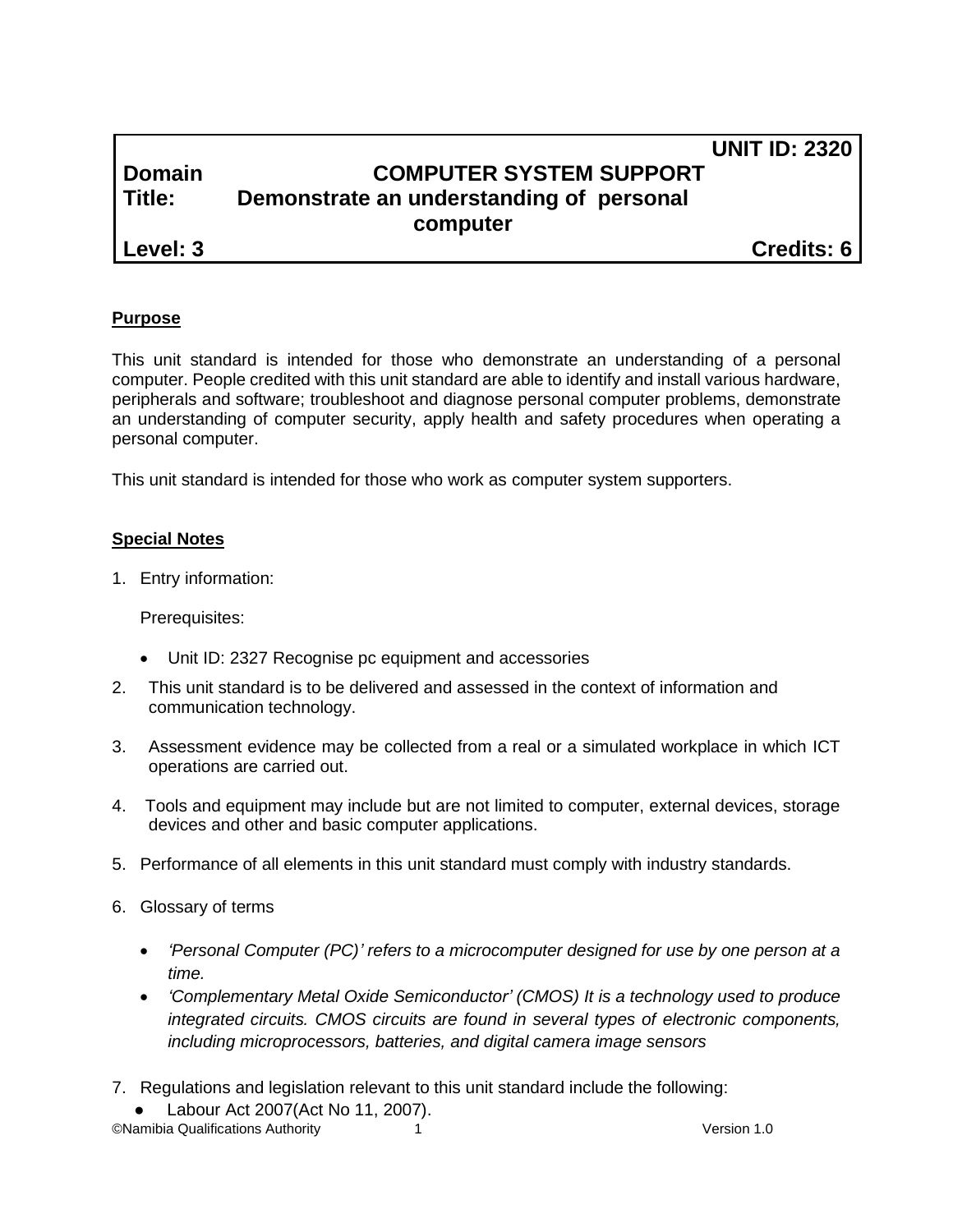**UNIT ID: 2320**

**Domain** **COMPUTER SYSTEM SUPPORT**

**Title:** **Demonstrate an understanding of personal computer**

**Level: 3** **Credits: 6**

## Purpose

This unit standard is intended for those who demonstrate an understanding of a personal computer. People credited with this unit standard are able to identify and install various hardware, peripherals and software; troubleshoot and diagnose personal computer problems, demonstrate an understanding of computer security, apply health and safety procedures when operating a personal computer.

This unit standard is intended for those who work as computer system supporters.

## Special Notes

1. Entry information:

   Prerequisites:

   - Unit ID: 2327 Recognise pc equipment and accessories

2. This unit standard is to be delivered and assessed in the context of information and communication technology.

3. Assessment evidence may be collected from a real or a simulated workplace in which ICT operations are carried out.

4. Tools and equipment may include but are not limited to computer, external devices, storage devices and other and basic computer applications.

5. Performance of all elements in this unit standard must comply with industry standards.

6. Glossary of terms

   - *'Personal Computer (PC)' refers to a microcomputer designed for use by one person at a time.*
   - *'Complementary Metal Oxide Semiconductor' (CMOS) It is a technology used to produce integrated circuits. CMOS circuits are found in several types of electronic components, including microprocessors, batteries, and digital camera image sensors*

7. Regulations and legislation relevant to this unit standard include the following:
   - Labour Act 2007(Act No 11, 2007).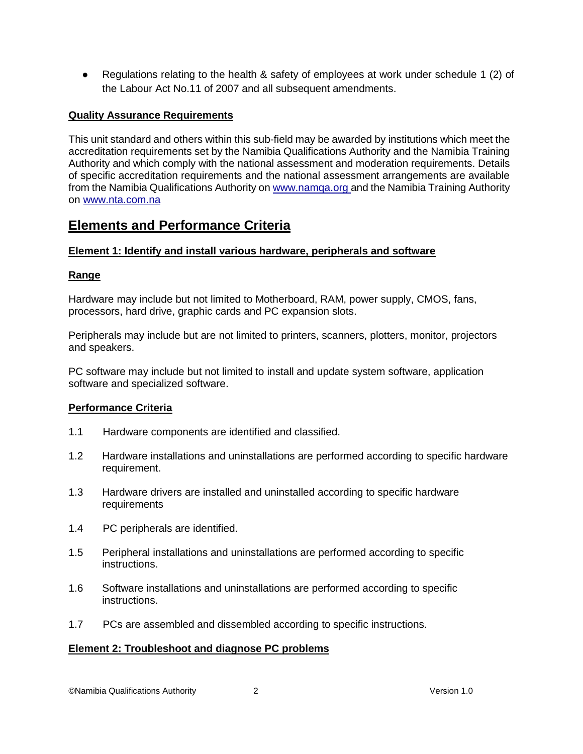- Regulations relating to the health & safety of employees at work under schedule 1 (2) of the Labour Act No.11 of 2007 and all subsequent amendments.

**Quality Assurance Requirements**

This unit standard and others within this sub-field may be awarded by institutions which meet the accreditation requirements set by the Namibia Qualifications Authority and the Namibia Training Authority and which comply with the national assessment and moderation requirements. Details of specific accreditation requirements and the national assessment arrangements are available from the Namibia Qualifications Authority on www.namqa.org and the Namibia Training Authority on www.nta.com.na

## Elements and Performance Criteria

**Element 1: Identify and install various hardware, peripherals and software**

**Range**

Hardware may include but not limited to Motherboard, RAM, power supply, CMOS, fans, processors, hard drive, graphic cards and PC expansion slots.

Peripherals may include but are not limited to printers, scanners, plotters, monitor, projectors and speakers.

PC software may include but not limited to install and update system software, application software and specialized software.

**Performance Criteria**

1.1 Hardware components are identified and classified.

1.2 Hardware installations and uninstallations are performed according to specific hardware requirement.

1.3 Hardware drivers are installed and uninstalled according to specific hardware requirements

1.4 PC peripherals are identified.

1.5 Peripheral installations and uninstallations are performed according to specific instructions.

1.6 Software installations and uninstallations are performed according to specific instructions.

1.7 PCs are assembled and dissembled according to specific instructions.

**Element 2: Troubleshoot and diagnose PC problems**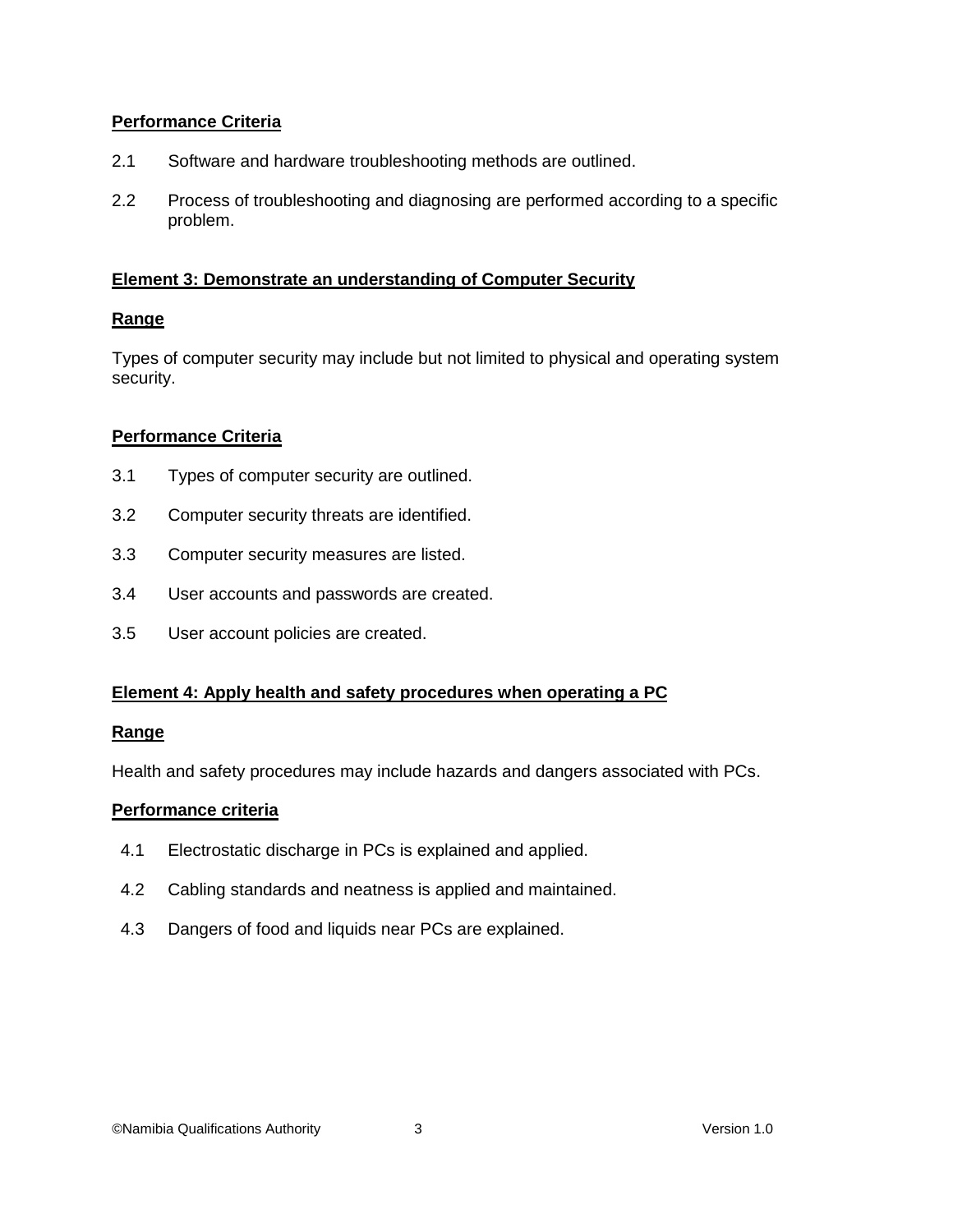**Performance Criteria**

2.1 Software and hardware troubleshooting methods are outlined.

2.2 Process of troubleshooting and diagnosing are performed according to a specific problem.

**Element 3: Demonstrate an understanding of Computer Security**

**Range**

Types of computer security may include but not limited to physical and operating system security.

**Performance Criteria**

3.1 Types of computer security are outlined.

3.2 Computer security threats are identified.

3.3 Computer security measures are listed.

3.4 User accounts and passwords are created.

3.5 User account policies are created.

**Element 4: Apply health and safety procedures when operating a PC**

**Range**

Health and safety procedures may include hazards and dangers associated with PCs.

**Performance criteria**

4.1 Electrostatic discharge in PCs is explained and applied.

4.2 Cabling standards and neatness is applied and maintained.

4.3 Dangers of food and liquids near PCs are explained.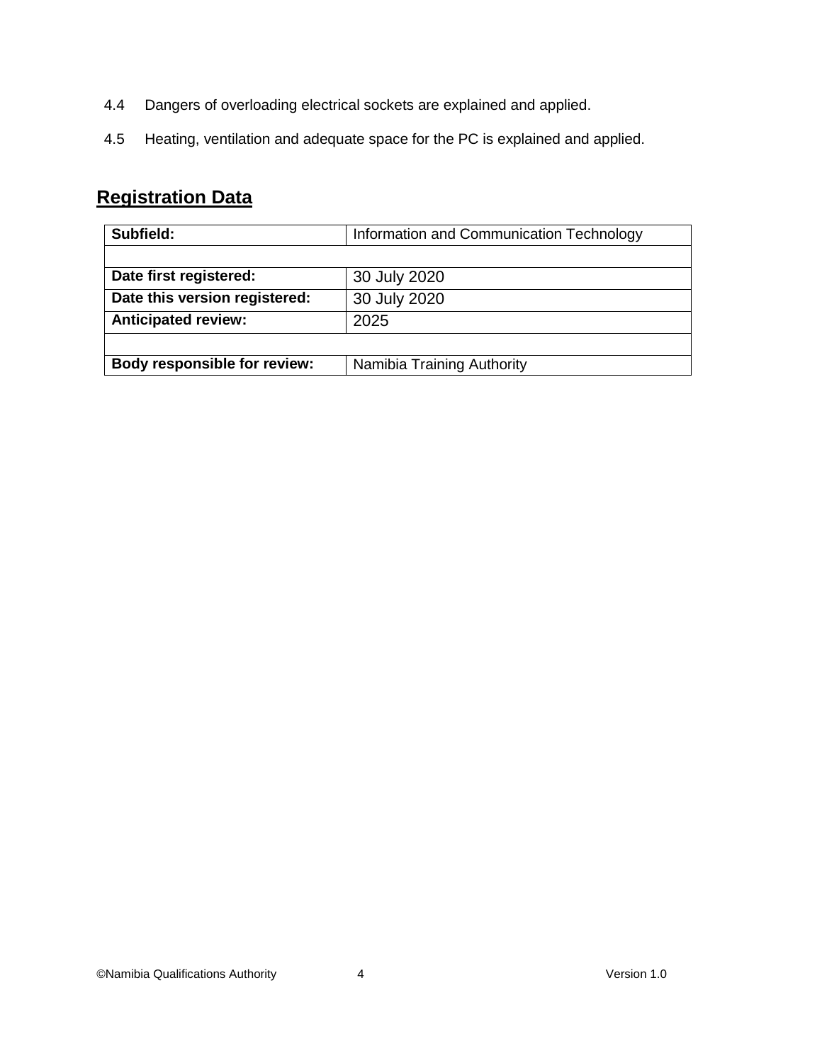4.4 Dangers of overloading electrical sockets are explained and applied.

4.5 Heating, ventilation and adequate space for the PC is explained and applied.

## Registration Data

| | |
|---|---|
| **Subfield:** | Information and Communication Technology |
| | |
| **Date first registered:** | 30 July 2020 |
| **Date this version registered:** | 30 July 2020 |
| **Anticipated review:** | 2025 |
| | |
| **Body responsible for review:** | Namibia Training Authority |